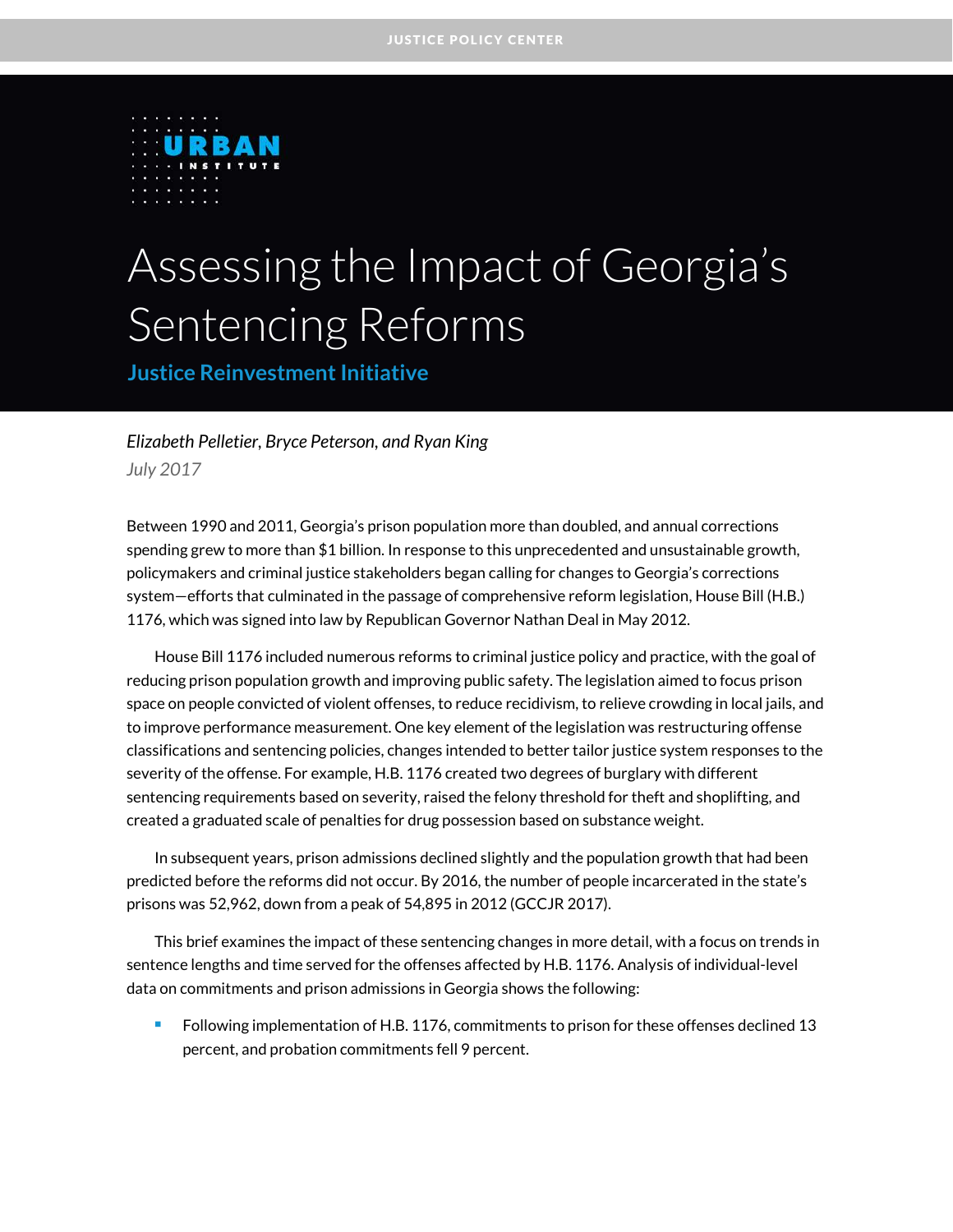JUSTICE POLICY CENTER

URBAN INSTITUTE

# Assessing the Impact of Georgia's Sentencing Reforms

## Justice Reinvestment Initiative

*Elizabeth Pelletier, Bryce Peterson, and Ryan King*

*July 2017*

Between 1990 and 2011, Georgia's prison population more than doubled, and annual corrections spending grew to more than $1 billion. In response to this unprecedented and unsustainable growth, policymakers and criminal justice stakeholders began calling for changes to Georgia's corrections system—efforts that culminated in the passage of comprehensive reform legislation, House Bill (H.B.) 1176, which was signed into law by Republican Governor Nathan Deal in May 2012.

House Bill 1176 included numerous reforms to criminal justice policy and practice, with the goal of reducing prison population growth and improving public safety. The legislation aimed to focus prison space on people convicted of violent offenses, to reduce recidivism, to relieve crowding in local jails, and to improve performance measurement. One key element of the legislation was restructuring offense classifications and sentencing policies, changes intended to better tailor justice system responses to the severity of the offense. For example, H.B. 1176 created two degrees of burglary with different sentencing requirements based on severity, raised the felony threshold for theft and shoplifting, and created a graduated scale of penalties for drug possession based on substance weight.

In subsequent years, prison admissions declined slightly and the population growth that had been predicted before the reforms did not occur. By 2016, the number of people incarcerated in the state's prisons was 52,962, down from a peak of 54,895 in 2012 (GCCJR 2017).

This brief examines the impact of these sentencing changes in more detail, with a focus on trends in sentence lengths and time served for the offenses affected by H.B. 1176. Analysis of individual-level data on commitments and prison admissions in Georgia shows the following:

- Following implementation of H.B. 1176, commitments to prison for these offenses declined 13 percent, and probation commitments fell 9 percent.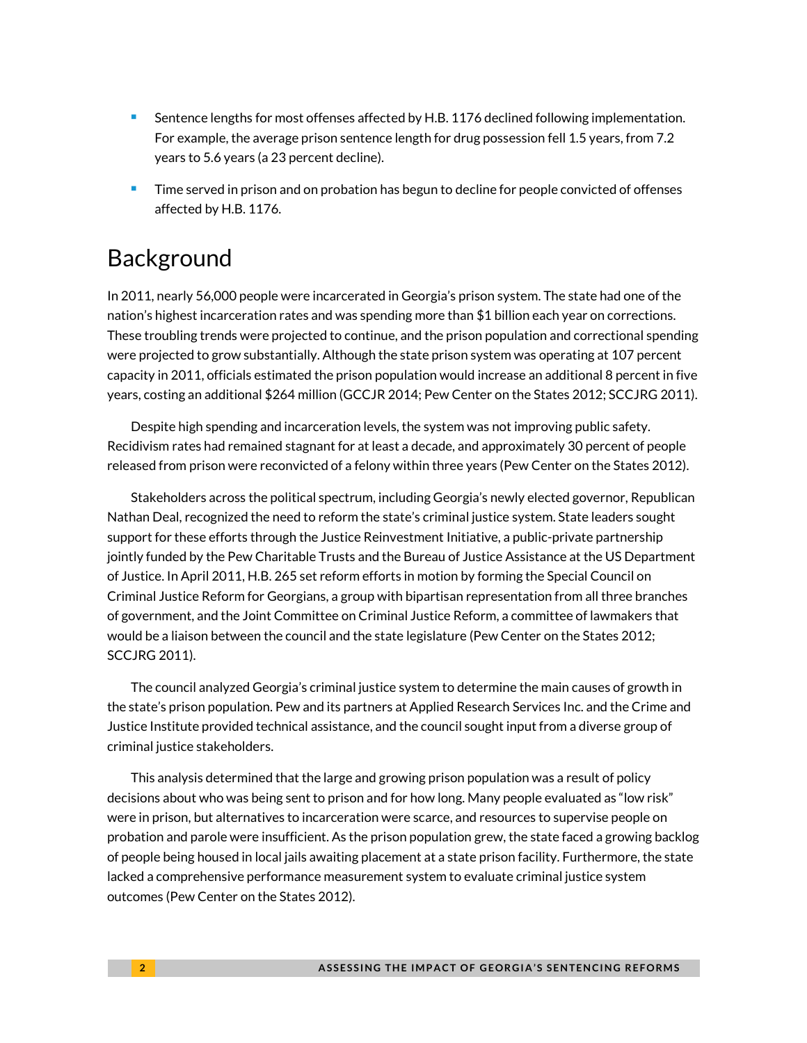- Sentence lengths for most offenses affected by H.B. 1176 declined following implementation. For example, the average prison sentence length for drug possession fell 1.5 years, from 7.2 years to 5.6 years (a 23 percent decline).
- Time served in prison and on probation has begun to decline for people convicted of offenses affected by H.B. 1176.

## Background

In 2011, nearly 56,000 people were incarcerated in Georgia's prison system. The state had one of the nation's highest incarceration rates and was spending more than $1 billion each year on corrections. These troubling trends were projected to continue, and the prison population and correctional spending were projected to grow substantially. Although the state prison system was operating at 107 percent capacity in 2011, officials estimated the prison population would increase an additional 8 percent in five years, costing an additional $264 million (GCCJR 2014; Pew Center on the States 2012; SCCJRG 2011).

Despite high spending and incarceration levels, the system was not improving public safety. Recidivism rates had remained stagnant for at least a decade, and approximately 30 percent of people released from prison were reconvicted of a felony within three years (Pew Center on the States 2012).

Stakeholders across the political spectrum, including Georgia's newly elected governor, Republican Nathan Deal, recognized the need to reform the state's criminal justice system. State leaders sought support for these efforts through the Justice Reinvestment Initiative, a public-private partnership jointly funded by the Pew Charitable Trusts and the Bureau of Justice Assistance at the US Department of Justice. In April 2011, H.B. 265 set reform efforts in motion by forming the Special Council on Criminal Justice Reform for Georgians, a group with bipartisan representation from all three branches of government, and the Joint Committee on Criminal Justice Reform, a committee of lawmakers that would be a liaison between the council and the state legislature (Pew Center on the States 2012; SCCJRG 2011).

The council analyzed Georgia's criminal justice system to determine the main causes of growth in the state's prison population. Pew and its partners at Applied Research Services Inc. and the Crime and Justice Institute provided technical assistance, and the council sought input from a diverse group of criminal justice stakeholders.

This analysis determined that the large and growing prison population was a result of policy decisions about who was being sent to prison and for how long. Many people evaluated as "low risk" were in prison, but alternatives to incarceration were scarce, and resources to supervise people on probation and parole were insufficient. As the prison population grew, the state faced a growing backlog of people being housed in local jails awaiting placement at a state prison facility. Furthermore, the state lacked a comprehensive performance measurement system to evaluate criminal justice system outcomes (Pew Center on the States 2012).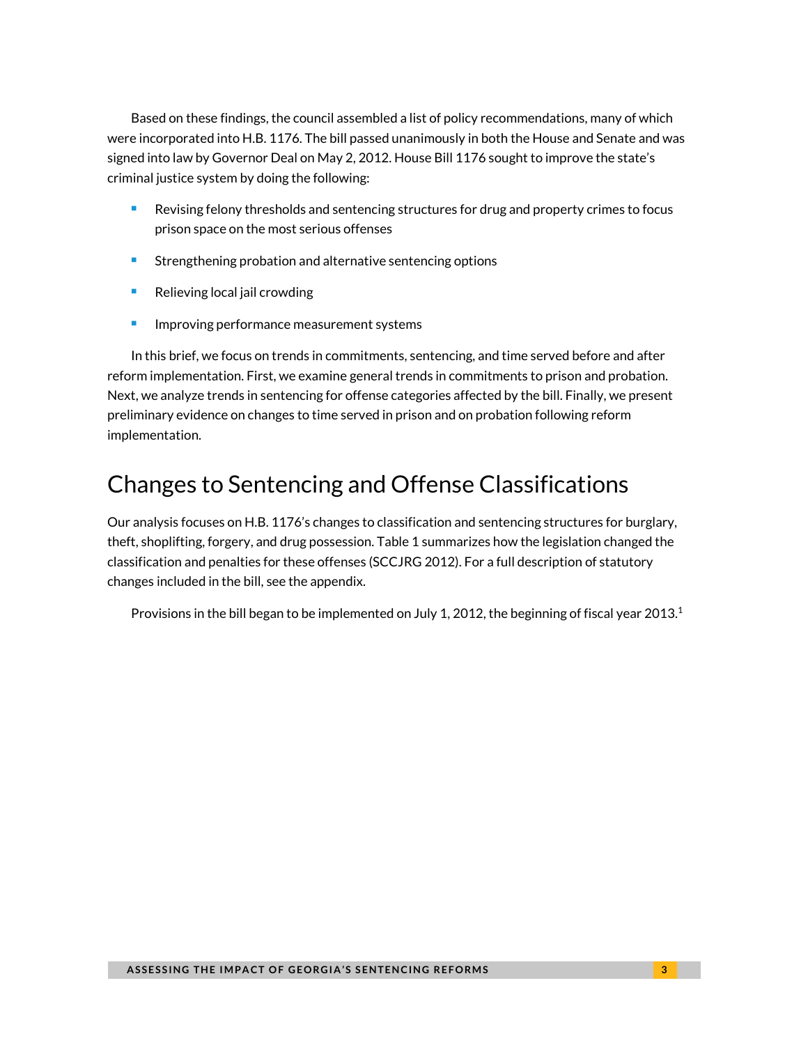Based on these findings, the council assembled a list of policy recommendations, many of which were incorporated into H.B. 1176. The bill passed unanimously in both the House and Senate and was signed into law by Governor Deal on May 2, 2012. House Bill 1176 sought to improve the state's criminal justice system by doing the following:

- Revising felony thresholds and sentencing structures for drug and property crimes to focus prison space on the most serious offenses
- Strengthening probation and alternative sentencing options
- Relieving local jail crowding
- Improving performance measurement systems

In this brief, we focus on trends in commitments, sentencing, and time served before and after reform implementation. First, we examine general trends in commitments to prison and probation. Next, we analyze trends in sentencing for offense categories affected by the bill. Finally, we present preliminary evidence on changes to time served in prison and on probation following reform implementation.

## Changes to Sentencing and Offense Classifications

Our analysis focuses on H.B. 1176's changes to classification and sentencing structures for burglary, theft, shoplifting, forgery, and drug possession. Table 1 summarizes how the legislation changed the classification and penalties for these offenses (SCCJRG 2012). For a full description of statutory changes included in the bill, see the appendix.

Provisions in the bill began to be implemented on July 1, 2012, the beginning of fiscal year 2013.[1]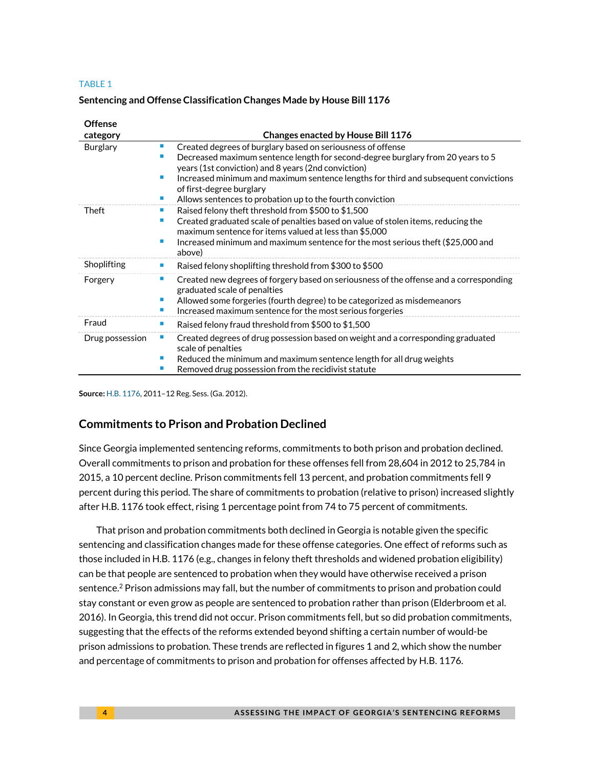TABLE 1

**Sentencing and Offense Classification Changes Made by House Bill 1176**

| Offense category | Changes enacted by House Bill 1176 |
|---|---|
| Burglary | ▪ Created degrees of burglary based on seriousness of offense<br>▪ Decreased maximum sentence length for second-degree burglary from 20 years to 5 years (1st conviction) and 8 years (2nd conviction)<br>▪ Increased minimum and maximum sentence lengths for third and subsequent convictions of first-degree burglary<br>▪ Allows sentences to probation up to the fourth conviction |
| Theft | ▪ Raised felony theft threshold from $500 to $1,500<br>▪ Created graduated scale of penalties based on value of stolen items, reducing the maximum sentence for items valued at less than $5,000<br>▪ Increased minimum and maximum sentence for the most serious theft ($25,000 and above) |
| Shoplifting | ▪ Raised felony shoplifting threshold from $300 to $500 |
| Forgery | ▪ Created new degrees of forgery based on seriousness of the offense and a corresponding graduated scale of penalties<br>▪ Allowed some forgeries (fourth degree) to be categorized as misdemeanors<br>▪ Increased maximum sentence for the most serious forgeries |
| Fraud | ▪ Raised felony fraud threshold from $500 to $1,500 |
| Drug possession | ▪ Created degrees of drug possession based on weight and a corresponding graduated scale of penalties<br>▪ Reduced the minimum and maximum sentence length for all drug weights<br>▪ Removed drug possession from the recidivist statute |

**Source:** H.B. 1176, 2011–12 Reg. Sess. (Ga. 2012).

## Commitments to Prison and Probation Declined

Since Georgia implemented sentencing reforms, commitments to both prison and probation declined. Overall commitments to prison and probation for these offenses fell from 28,604 in 2012 to 25,784 in 2015, a 10 percent decline. Prison commitments fell 13 percent, and probation commitments fell 9 percent during this period. The share of commitments to probation (relative to prison) increased slightly after H.B. 1176 took effect, rising 1 percentage point from 74 to 75 percent of commitments.

That prison and probation commitments both declined in Georgia is notable given the specific sentencing and classification changes made for these offense categories. One effect of reforms such as those included in H.B. 1176 (e.g., changes in felony theft thresholds and widened probation eligibility) can be that people are sentenced to probation when they would have otherwise received a prison sentence.[2] Prison admissions may fall, but the number of commitments to prison and probation could stay constant or even grow as people are sentenced to probation rather than prison (Elderbroom et al. 2016). In Georgia, this trend did not occur. Prison commitments fell, but so did probation commitments, suggesting that the effects of the reforms extended beyond shifting a certain number of would-be prison admissions to probation. These trends are reflected in figures 1 and 2, which show the number and percentage of commitments to prison and probation for offenses affected by H.B. 1176.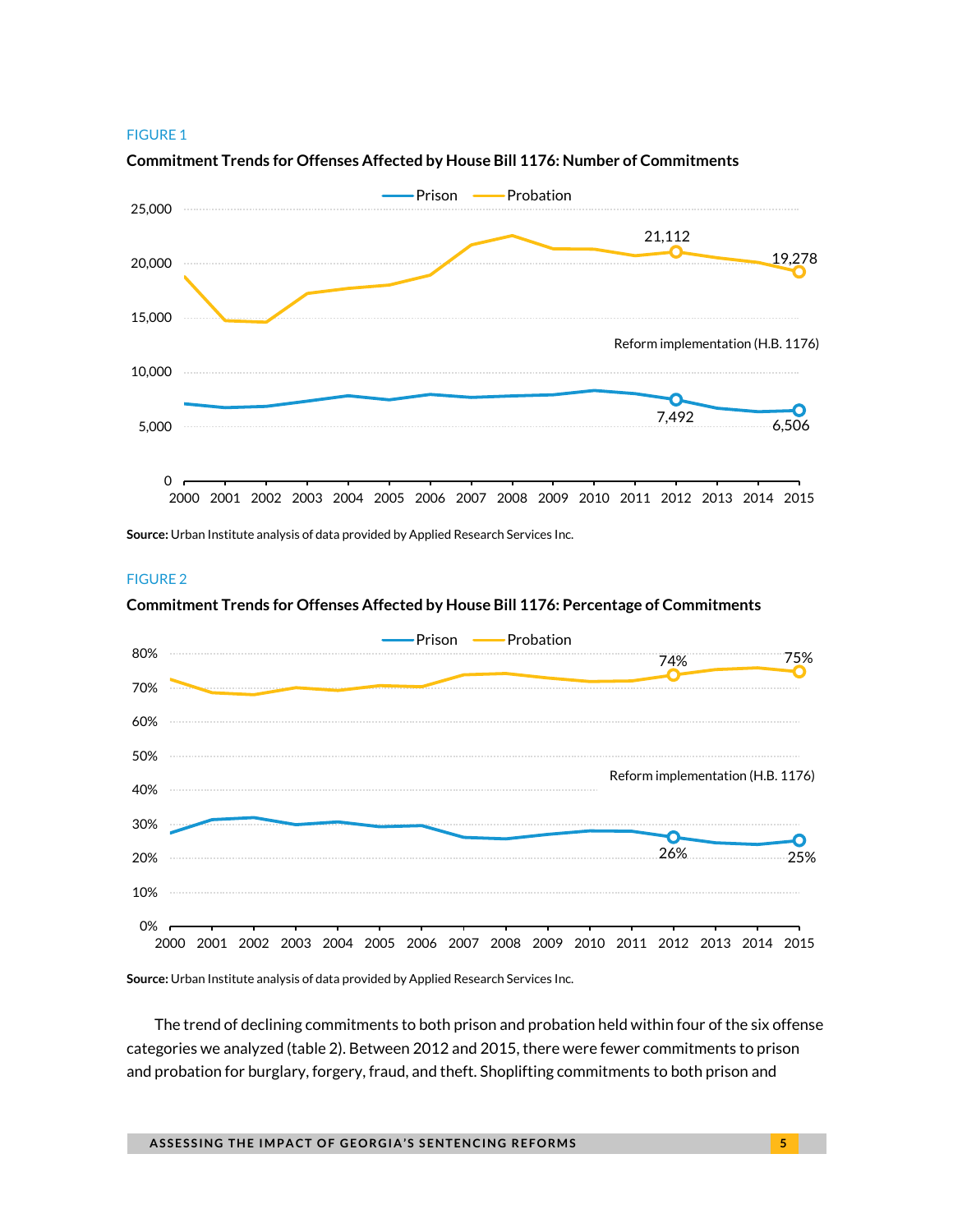FIGURE 1

**Commitment Trends for Offenses Affected by House Bill 1176: Number of Commitments**

**Source:** Urban Institute analysis of data provided by Applied Research Services Inc.

FIGURE 2

**Commitment Trends for Offenses Affected by House Bill 1176: Percentage of Commitments**

**Source:** Urban Institute analysis of data provided by Applied Research Services Inc.

The trend of declining commitments to both prison and probation held within four of the six offense categories we analyzed (table 2). Between 2012 and 2015, there were fewer commitments to prison and probation for burglary, forgery, fraud, and theft. Shoplifting commitments to both prison and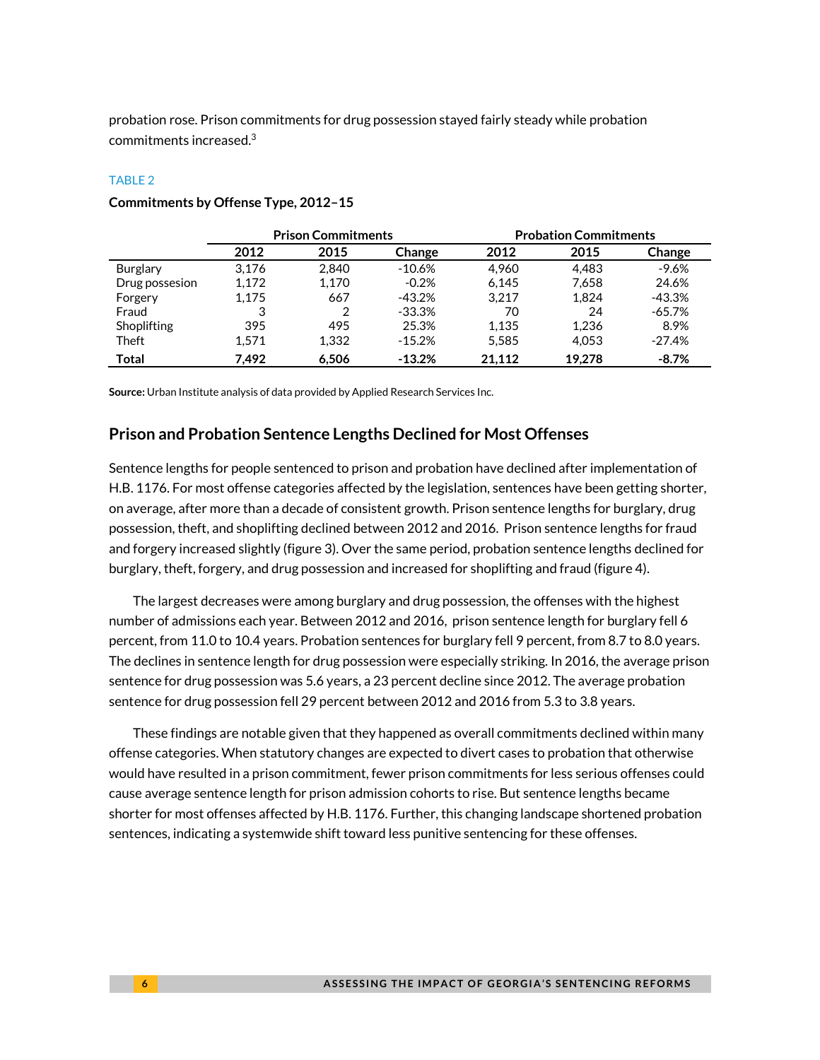probation rose. Prison commitments for drug possession stayed fairly steady while probation commitments increased.[3]

TABLE 2

**Commitments by Offense Type, 2012–15**

| | Prison Commitments | | | Probation Commitments | | |
|---|---|---|---|---|---|---|
| | 2012 | 2015 | Change | 2012 | 2015 | Change |
| Burglary | 3,176 | 2,840 | -10.6% | 4,960 | 4,483 | -9.6% |
| Drug possesion | 1,172 | 1,170 | -0.2% | 6,145 | 7,658 | 24.6% |
| Forgery | 1,175 | 667 | -43.2% | 3,217 | 1,824 | -43.3% |
| Fraud | 3 | 2 | -33.3% | 70 | 24 | -65.7% |
| Shoplifting | 395 | 495 | 25.3% | 1,135 | 1,236 | 8.9% |
| Theft | 1,571 | 1,332 | -15.2% | 5,585 | 4,053 | -27.4% |
| **Total** | **7,492** | **6,506** | **-13.2%** | **21,112** | **19,278** | **-8.7%** |

**Source:** Urban Institute analysis of data provided by Applied Research Services Inc.

## Prison and Probation Sentence Lengths Declined for Most Offenses

Sentence lengths for people sentenced to prison and probation have declined after implementation of H.B. 1176. For most offense categories affected by the legislation, sentences have been getting shorter, on average, after more than a decade of consistent growth. Prison sentence lengths for burglary, drug possession, theft, and shoplifting declined between 2012 and 2016. Prison sentence lengths for fraud and forgery increased slightly (figure 3). Over the same period, probation sentence lengths declined for burglary, theft, forgery, and drug possession and increased for shoplifting and fraud (figure 4).

The largest decreases were among burglary and drug possession, the offenses with the highest number of admissions each year. Between 2012 and 2016, prison sentence length for burglary fell 6 percent, from 11.0 to 10.4 years. Probation sentences for burglary fell 9 percent, from 8.7 to 8.0 years. The declines in sentence length for drug possession were especially striking. In 2016, the average prison sentence for drug possession was 5.6 years, a 23 percent decline since 2012. The average probation sentence for drug possession fell 29 percent between 2012 and 2016 from 5.3 to 3.8 years.

These findings are notable given that they happened as overall commitments declined within many offense categories. When statutory changes are expected to divert cases to probation that otherwise would have resulted in a prison commitment, fewer prison commitments for less serious offenses could cause average sentence length for prison admission cohorts to rise. But sentence lengths became shorter for most offenses affected by H.B. 1176. Further, this changing landscape shortened probation sentences, indicating a systemwide shift toward less punitive sentencing for these offenses.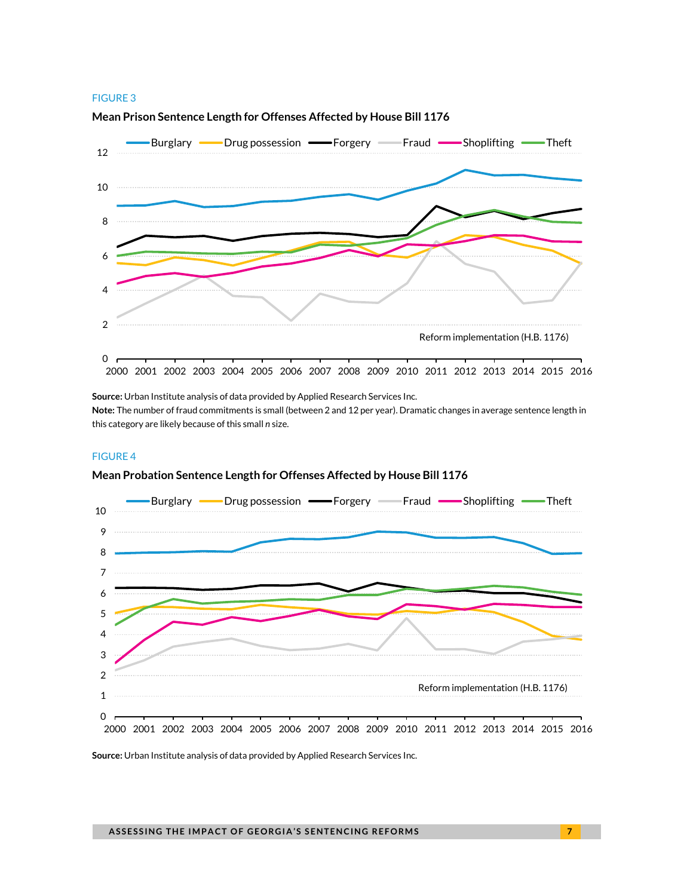FIGURE 3

**Mean Prison Sentence Length for Offenses Affected by House Bill 1176**

**Source:** Urban Institute analysis of data provided by Applied Research Services Inc.
**Note:** The number of fraud commitments is small (between 2 and 12 per year). Dramatic changes in average sentence length in this category are likely because of this small *n* size.

FIGURE 4

**Mean Probation Sentence Length for Offenses Affected by House Bill 1176**

**Source:** Urban Institute analysis of data provided by Applied Research Services Inc.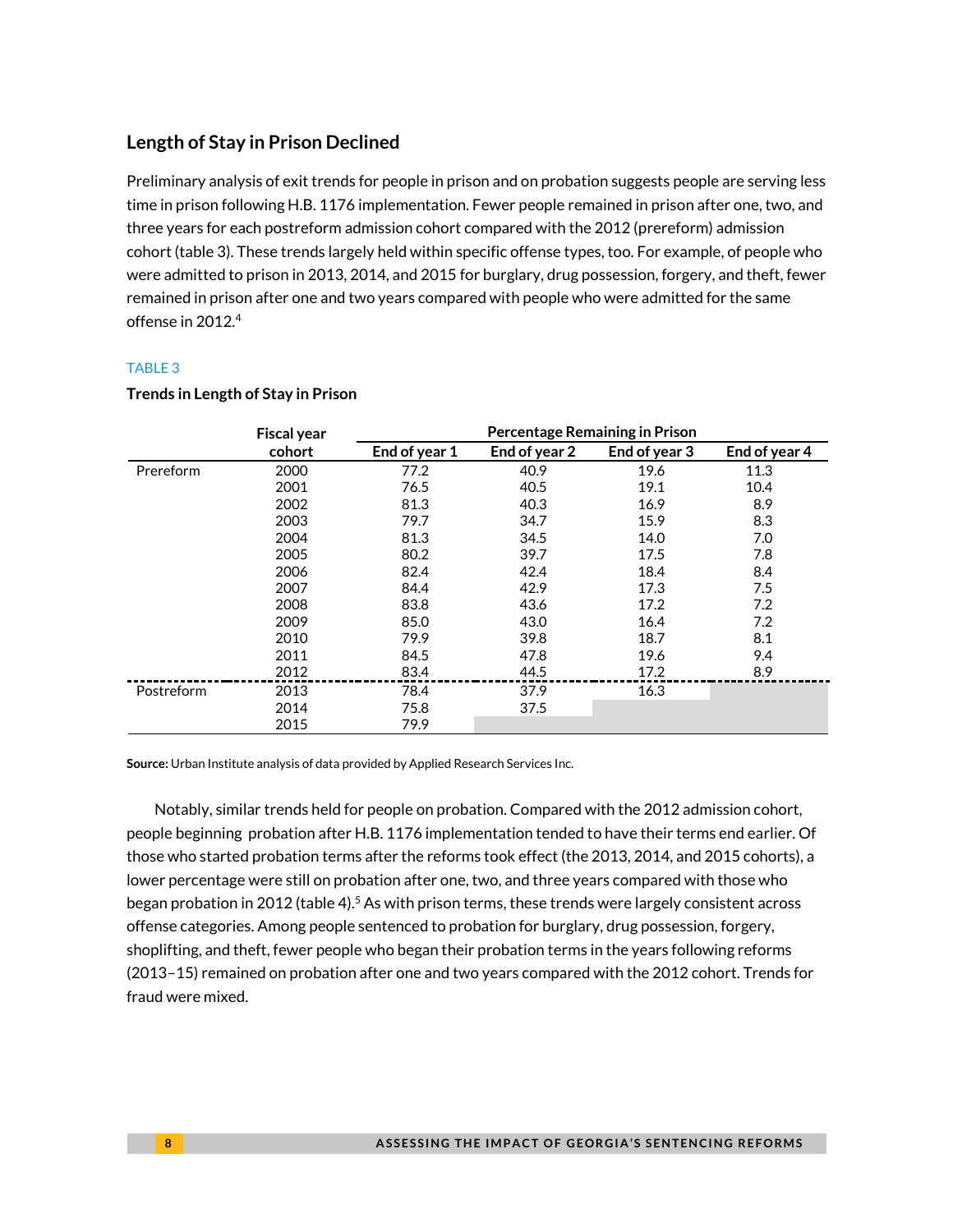## Length of Stay in Prison Declined

Preliminary analysis of exit trends for people in prison and on probation suggests people are serving less time in prison following H.B. 1176 implementation. Fewer people remained in prison after one, two, and three years for each postreform admission cohort compared with the 2012 (prereform) admission cohort (table 3). These trends largely held within specific offense types, too. For example, of people who were admitted to prison in 2013, 2014, and 2015 for burglary, drug possession, forgery, and theft, fewer remained in prison after one and two years compared with people who were admitted for the same offense in 2012.[4]

TABLE 3

**Trends in Length of Stay in Prison**

| | Fiscal year cohort | Percentage Remaining in Prison | | | |
|---|---|---|---|---|---|
| | | End of year 1 | End of year 2 | End of year 3 | End of year 4 |
| Prereform | 2000 | 77.2 | 40.9 | 19.6 | 11.3 |
| | 2001 | 76.5 | 40.5 | 19.1 | 10.4 |
| | 2002 | 81.3 | 40.3 | 16.9 | 8.9 |
| | 2003 | 79.7 | 34.7 | 15.9 | 8.3 |
| | 2004 | 81.3 | 34.5 | 14.0 | 7.0 |
| | 2005 | 80.2 | 39.7 | 17.5 | 7.8 |
| | 2006 | 82.4 | 42.4 | 18.4 | 8.4 |
| | 2007 | 84.4 | 42.9 | 17.3 | 7.5 |
| | 2008 | 83.8 | 43.6 | 17.2 | 7.2 |
| | 2009 | 85.0 | 43.0 | 16.4 | 7.2 |
| | 2010 | 79.9 | 39.8 | 18.7 | 8.1 |
| | 2011 | 84.5 | 47.8 | 19.6 | 9.4 |
| | 2012 | 83.4 | 44.5 | 17.2 | 8.9 |
| Postreform | 2013 | 78.4 | 37.9 | 16.3 | |
| | 2014 | 75.8 | 37.5 | | |
| | 2015 | 79.9 | | | |

**Source:** Urban Institute analysis of data provided by Applied Research Services Inc.

Notably, similar trends held for people on probation. Compared with the 2012 admission cohort, people beginning probation after H.B. 1176 implementation tended to have their terms end earlier. Of those who started probation terms after the reforms took effect (the 2013, 2014, and 2015 cohorts), a lower percentage were still on probation after one, two, and three years compared with those who began probation in 2012 (table 4).[5] As with prison terms, these trends were largely consistent across offense categories. Among people sentenced to probation for burglary, drug possession, forgery, shoplifting, and theft, fewer people who began their probation terms in the years following reforms (2013–15) remained on probation after one and two years compared with the 2012 cohort. Trends for fraud were mixed.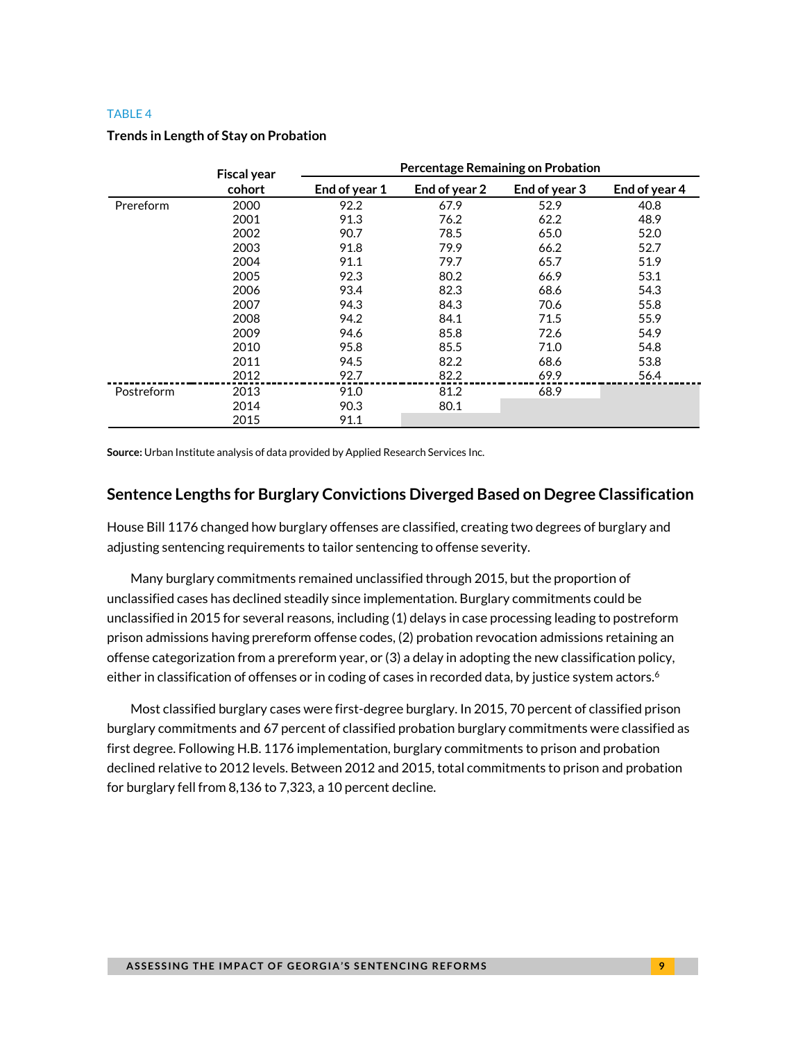TABLE 4

**Trends in Length of Stay on Probation**

| | Fiscal year cohort | Percentage Remaining on Probation | | | |
|---|---|---|---|---|---|
| | | End of year 1 | End of year 2 | End of year 3 | End of year 4 |
| Prereform | 2000 | 92.2 | 67.9 | 52.9 | 40.8 |
| | 2001 | 91.3 | 76.2 | 62.2 | 48.9 |
| | 2002 | 90.7 | 78.5 | 65.0 | 52.0 |
| | 2003 | 91.8 | 79.9 | 66.2 | 52.7 |
| | 2004 | 91.1 | 79.7 | 65.7 | 51.9 |
| | 2005 | 92.3 | 80.2 | 66.9 | 53.1 |
| | 2006 | 93.4 | 82.3 | 68.6 | 54.3 |
| | 2007 | 94.3 | 84.3 | 70.6 | 55.8 |
| | 2008 | 94.2 | 84.1 | 71.5 | 55.9 |
| | 2009 | 94.6 | 85.8 | 72.6 | 54.9 |
| | 2010 | 95.8 | 85.5 | 71.0 | 54.8 |
| | 2011 | 94.5 | 82.2 | 68.6 | 53.8 |
| | 2012 | 92.7 | 82.2 | 69.9 | 56.4 |
| Postreform | 2013 | 91.0 | 81.2 | 68.9 | |
| | 2014 | 90.3 | 80.1 | | |
| | 2015 | 91.1 | | | |

**Source:** Urban Institute analysis of data provided by Applied Research Services Inc.

## Sentence Lengths for Burglary Convictions Diverged Based on Degree Classification

House Bill 1176 changed how burglary offenses are classified, creating two degrees of burglary and adjusting sentencing requirements to tailor sentencing to offense severity.

Many burglary commitments remained unclassified through 2015, but the proportion of unclassified cases has declined steadily since implementation. Burglary commitments could be unclassified in 2015 for several reasons, including (1) delays in case processing leading to postreform prison admissions having prereform offense codes, (2) probation revocation admissions retaining an offense categorization from a prereform year, or (3) a delay in adopting the new classification policy, either in classification of offenses or in coding of cases in recorded data, by justice system actors.[6]

Most classified burglary cases were first-degree burglary. In 2015, 70 percent of classified prison burglary commitments and 67 percent of classified probation burglary commitments were classified as first degree. Following H.B. 1176 implementation, burglary commitments to prison and probation declined relative to 2012 levels. Between 2012 and 2015, total commitments to prison and probation for burglary fell from 8,136 to 7,323, a 10 percent decline.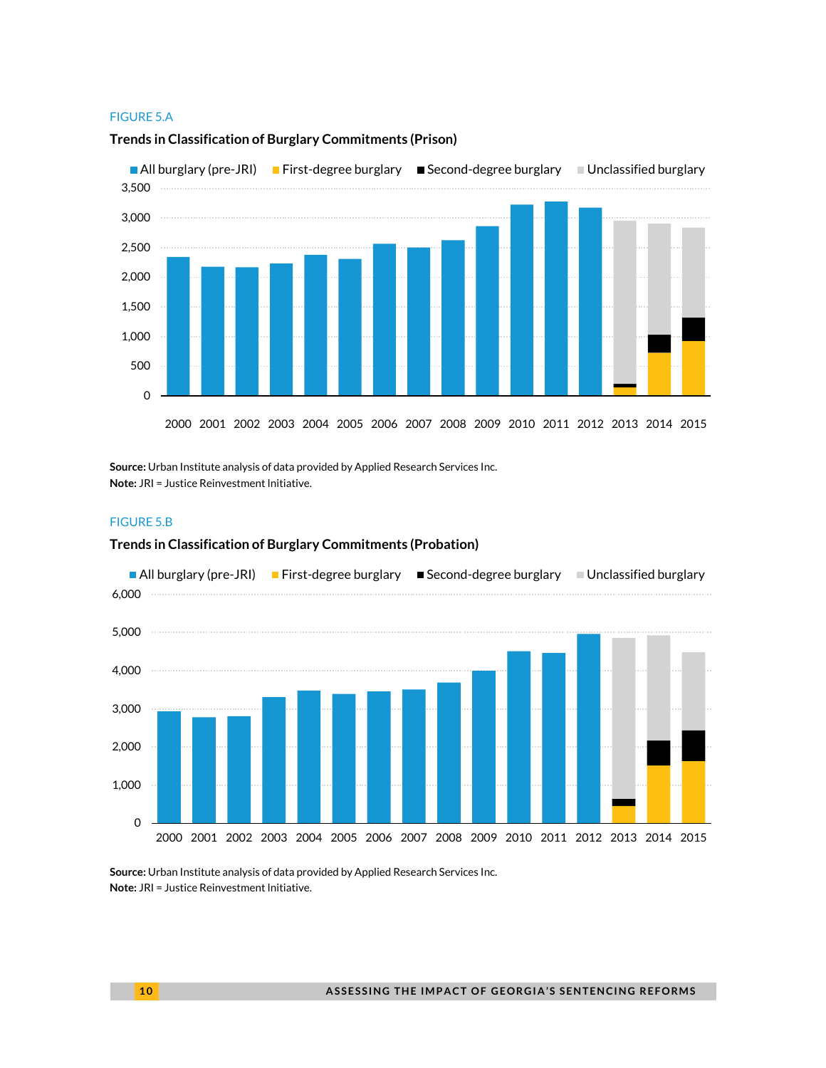FIGURE 5.A

**Trends in Classification of Burglary Commitments (Prison)**

All burglary (pre-JRI) | First-degree burglary | Second-degree burglary | Unclassified burglary

3,500
3,000
2,500
2,000
1,500
1,000
500
0

2000 2001 2002 2003 2004 2005 2006 2007 2008 2009 2010 2011 2012 2013 2014 2015

**Source:** Urban Institute analysis of data provided by Applied Research Services Inc.
**Note:** JRI = Justice Reinvestment Initiative.

FIGURE 5.B

**Trends in Classification of Burglary Commitments (Probation)**

All burglary (pre-JRI) | First-degree burglary | Second-degree burglary | Unclassified burglary

6,000
5,000
4,000
3,000
2,000
1,000
0

2000 2001 2002 2003 2004 2005 2006 2007 2008 2009 2010 2011 2012 2013 2014 2015

**Source:** Urban Institute analysis of data provided by Applied Research Services Inc.
**Note:** JRI = Justice Reinvestment Initiative.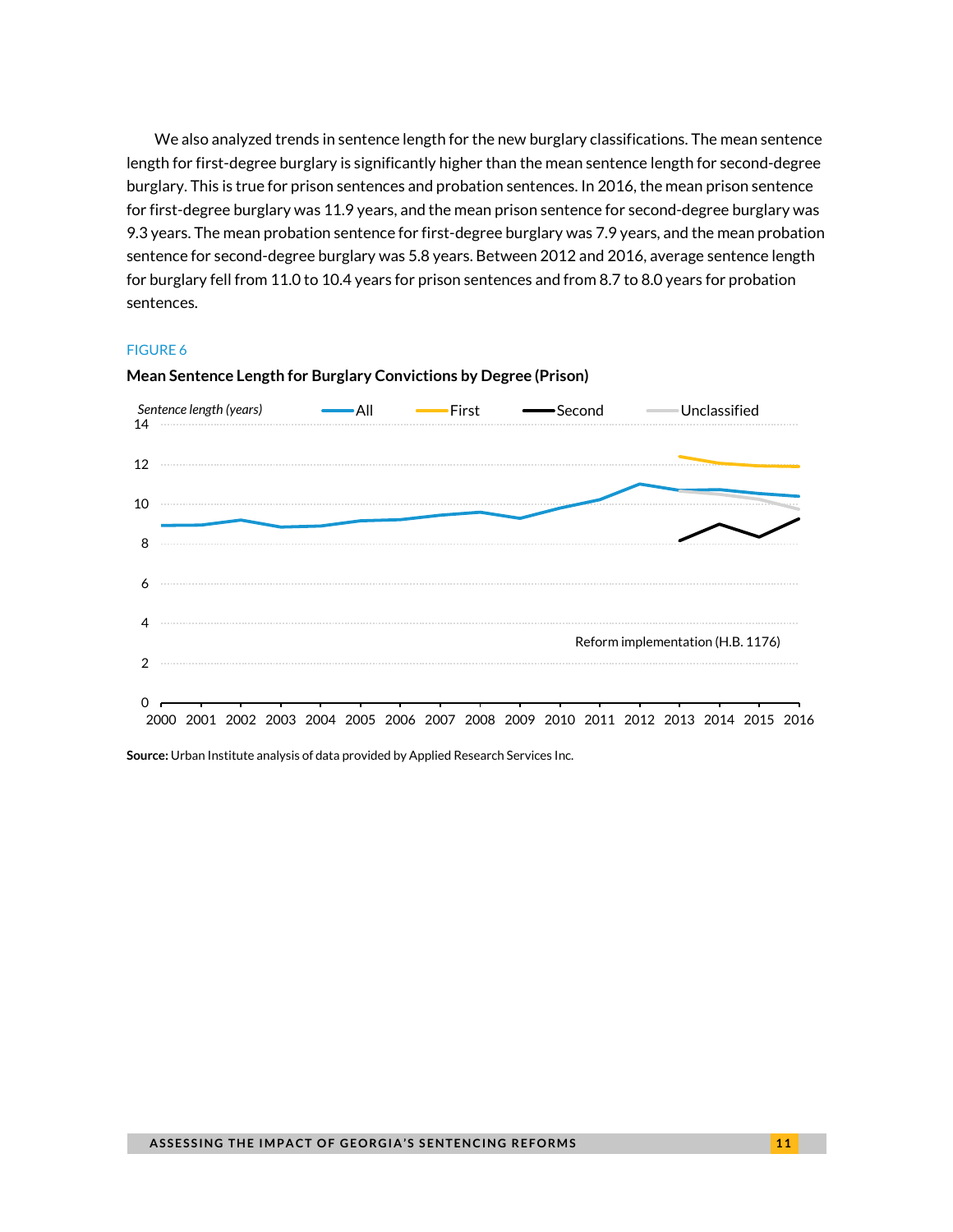We also analyzed trends in sentence length for the new burglary classifications. The mean sentence length for first-degree burglary is significantly higher than the mean sentence length for second-degree burglary. This is true for prison sentences and probation sentences. In 2016, the mean prison sentence for first-degree burglary was 11.9 years, and the mean prison sentence for second-degree burglary was 9.3 years. The mean probation sentence for first-degree burglary was 7.9 years, and the mean probation sentence for second-degree burglary was 5.8 years. Between 2012 and 2016, average sentence length for burglary fell from 11.0 to 10.4 years for prison sentences and from 8.7 to 8.0 years for probation sentences.

FIGURE 6

**Mean Sentence Length for Burglary Convictions by Degree (Prison)**

*Sentence length (years)* — All, First, Second, Unclassified

Reform implementation (H.B. 1176)

**Source:** Urban Institute analysis of data provided by Applied Research Services Inc.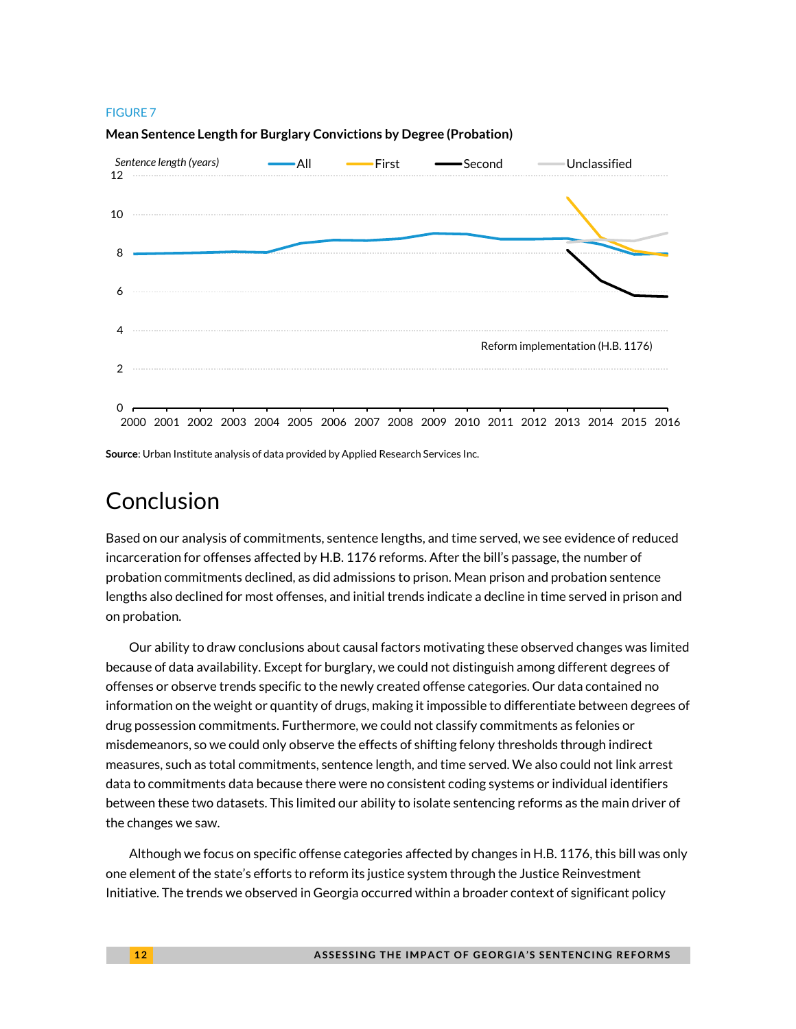FIGURE 7

**Mean Sentence Length for Burglary Convictions by Degree (Probation)**

*Sentence length (years)*

Reform implementation (H.B. 1176)

**Source**: Urban Institute analysis of data provided by Applied Research Services Inc.

# Conclusion

Based on our analysis of commitments, sentence lengths, and time served, we see evidence of reduced incarceration for offenses affected by H.B. 1176 reforms. After the bill's passage, the number of probation commitments declined, as did admissions to prison. Mean prison and probation sentence lengths also declined for most offenses, and initial trends indicate a decline in time served in prison and on probation.

Our ability to draw conclusions about causal factors motivating these observed changes was limited because of data availability. Except for burglary, we could not distinguish among different degrees of offenses or observe trends specific to the newly created offense categories. Our data contained no information on the weight or quantity of drugs, making it impossible to differentiate between degrees of drug possession commitments. Furthermore, we could not classify commitments as felonies or misdemeanors, so we could only observe the effects of shifting felony thresholds through indirect measures, such as total commitments, sentence length, and time served. We also could not link arrest data to commitments data because there were no consistent coding systems or individual identifiers between these two datasets. This limited our ability to isolate sentencing reforms as the main driver of the changes we saw.

Although we focus on specific offense categories affected by changes in H.B. 1176, this bill was only one element of the state's efforts to reform its justice system through the Justice Reinvestment Initiative. The trends we observed in Georgia occurred within a broader context of significant policy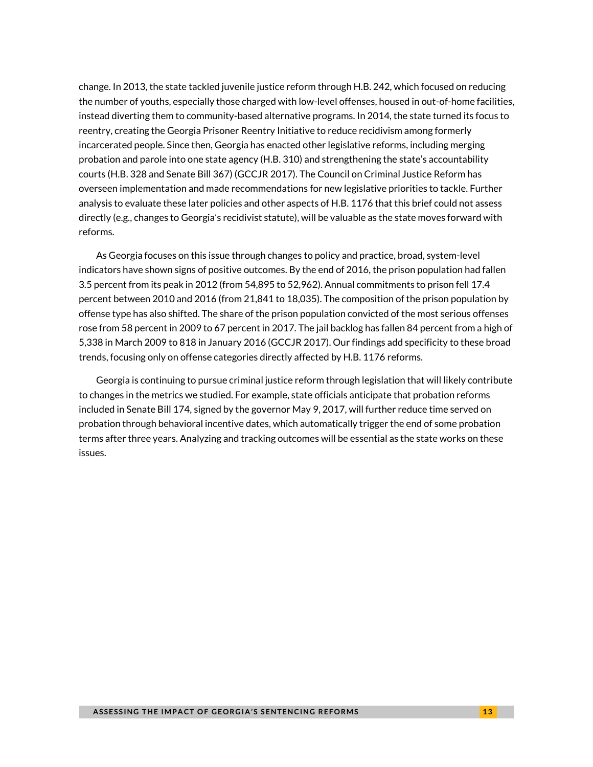change. In 2013, the state tackled juvenile justice reform through H.B. 242, which focused on reducing the number of youths, especially those charged with low-level offenses, housed in out-of-home facilities, instead diverting them to community-based alternative programs. In 2014, the state turned its focus to reentry, creating the Georgia Prisoner Reentry Initiative to reduce recidivism among formerly incarcerated people. Since then, Georgia has enacted other legislative reforms, including merging probation and parole into one state agency (H.B. 310) and strengthening the state's accountability courts (H.B. 328 and Senate Bill 367) (GCCJR 2017). The Council on Criminal Justice Reform has overseen implementation and made recommendations for new legislative priorities to tackle. Further analysis to evaluate these later policies and other aspects of H.B. 1176 that this brief could not assess directly (e.g., changes to Georgia's recidivist statute), will be valuable as the state moves forward with reforms.

As Georgia focuses on this issue through changes to policy and practice, broad, system-level indicators have shown signs of positive outcomes. By the end of 2016, the prison population had fallen 3.5 percent from its peak in 2012 (from 54,895 to 52,962). Annual commitments to prison fell 17.4 percent between 2010 and 2016 (from 21,841 to 18,035). The composition of the prison population by offense type has also shifted. The share of the prison population convicted of the most serious offenses rose from 58 percent in 2009 to 67 percent in 2017. The jail backlog has fallen 84 percent from a high of 5,338 in March 2009 to 818 in January 2016 (GCCJR 2017). Our findings add specificity to these broad trends, focusing only on offense categories directly affected by H.B. 1176 reforms.

Georgia is continuing to pursue criminal justice reform through legislation that will likely contribute to changes in the metrics we studied. For example, state officials anticipate that probation reforms included in Senate Bill 174, signed by the governor May 9, 2017, will further reduce time served on probation through behavioral incentive dates, which automatically trigger the end of some probation terms after three years. Analyzing and tracking outcomes will be essential as the state works on these issues.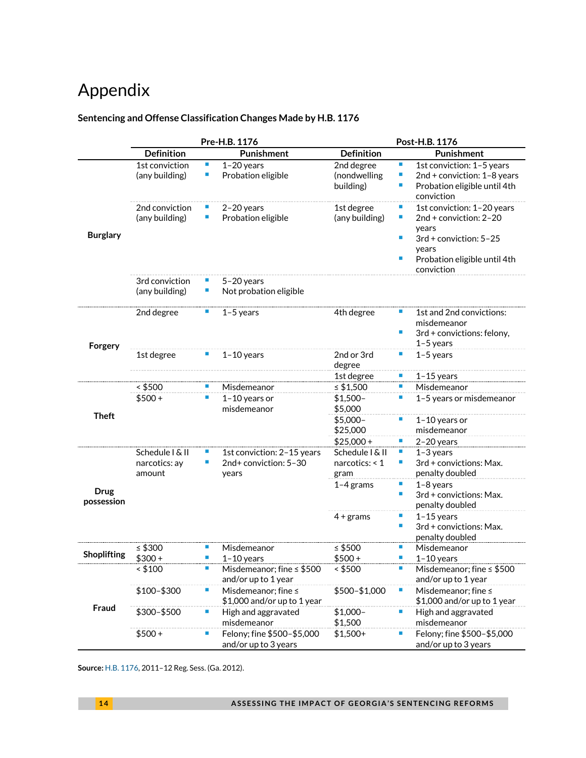# Appendix

**Sentencing and Offense Classification Changes Made by H.B. 1176**

| | Pre-H.B. 1176 | | Post-H.B. 1176 | |
|---|---|---|---|---|
| | **Definition** | **Punishment** | **Definition** | **Punishment** |
| **Burglary** | 1st conviction (any building) | ▪ 1–20 years<br>▪ Probation eligible | 2nd degree (nondwelling building) | ▪ 1st conviction: 1–5 years<br>▪ 2nd + conviction: 1–8 years<br>▪ Probation eligible until 4th conviction |
| | 2nd conviction (any building) | ▪ 2–20 years<br>▪ Probation eligible | 1st degree (any building) | ▪ 1st conviction: 1–20 years<br>▪ 2nd + conviction: 2–20 years<br>▪ 3rd + conviction: 5–25 years<br>▪ Probation eligible until 4th conviction |
| | 3rd conviction (any building) | ▪ 5–20 years<br>▪ Not probation eligible | | |
| **Forgery** | 2nd degree | ▪ 1–5 years | 4th degree | ▪ 1st and 2nd convictions: misdemeanor<br>▪ 3rd + convictions: felony, 1–5 years |
| | 1st degree | ▪ 1–10 years | 2nd or 3rd degree | ▪ 1–5 years |
| | | | 1st degree | ▪ 1–15 years |
| **Theft** | < $500 | ▪ Misdemeanor | ≤ $1,500 | ▪ Misdemeanor |
| | $500 + | ▪ 1–10 years or misdemeanor | $1,500–$5,000 | ▪ 1–5 years or misdemeanor |
| | | | $5,000–$25,000 | ▪ 1–10 years or misdemeanor |
| | | | $25,000 + | ▪ 2–20 years |
| **Drug possession** | Schedule I & II narcotics: ay amount | ▪ 1st conviction: 2–15 years<br>▪ 2nd+ conviction: 5–30 years | Schedule I & II narcotics: < 1 gram | ▪ 1–3 years<br>▪ 3rd + convictions: Max. penalty doubled |
| | | | 1–4 grams | ▪ 1–8 years<br>▪ 3rd + convictions: Max. penalty doubled |
| | | | 4 + grams | ▪ 1–15 years<br>▪ 3rd + convictions: Max. penalty doubled |
| **Shoplifting** | ≤ $300 | ▪ Misdemeanor | ≤ $500 | ▪ Misdemeanor |
| | $300 + | ▪ 1–10 years | $500 + | ▪ 1–10 years |
| **Fraud** | < $100 | ▪ Misdemeanor; fine ≤ $500 and/or up to 1 year | < $500 | ▪ Misdemeanor; fine ≤ $500 and/or up to 1 year |
| | $100–$300 | ▪ Misdemeanor; fine ≤ $1,000 and/or up to 1 year | $500–$1,000 | ▪ Misdemeanor; fine ≤ $1,000 and/or up to 1 year |
| | $300–$500 | ▪ High and aggravated misdemeanor | $1,000–$1,500 | ▪ High and aggravated misdemeanor |
| | $500 + | ▪ Felony; fine $500–$5,000 and/or up to 3 years | $1,500+ | ▪ Felony; fine $500–$5,000 and/or up to 3 years |

**Source:** H.B. 1176, 2011–12 Reg. Sess. (Ga. 2012).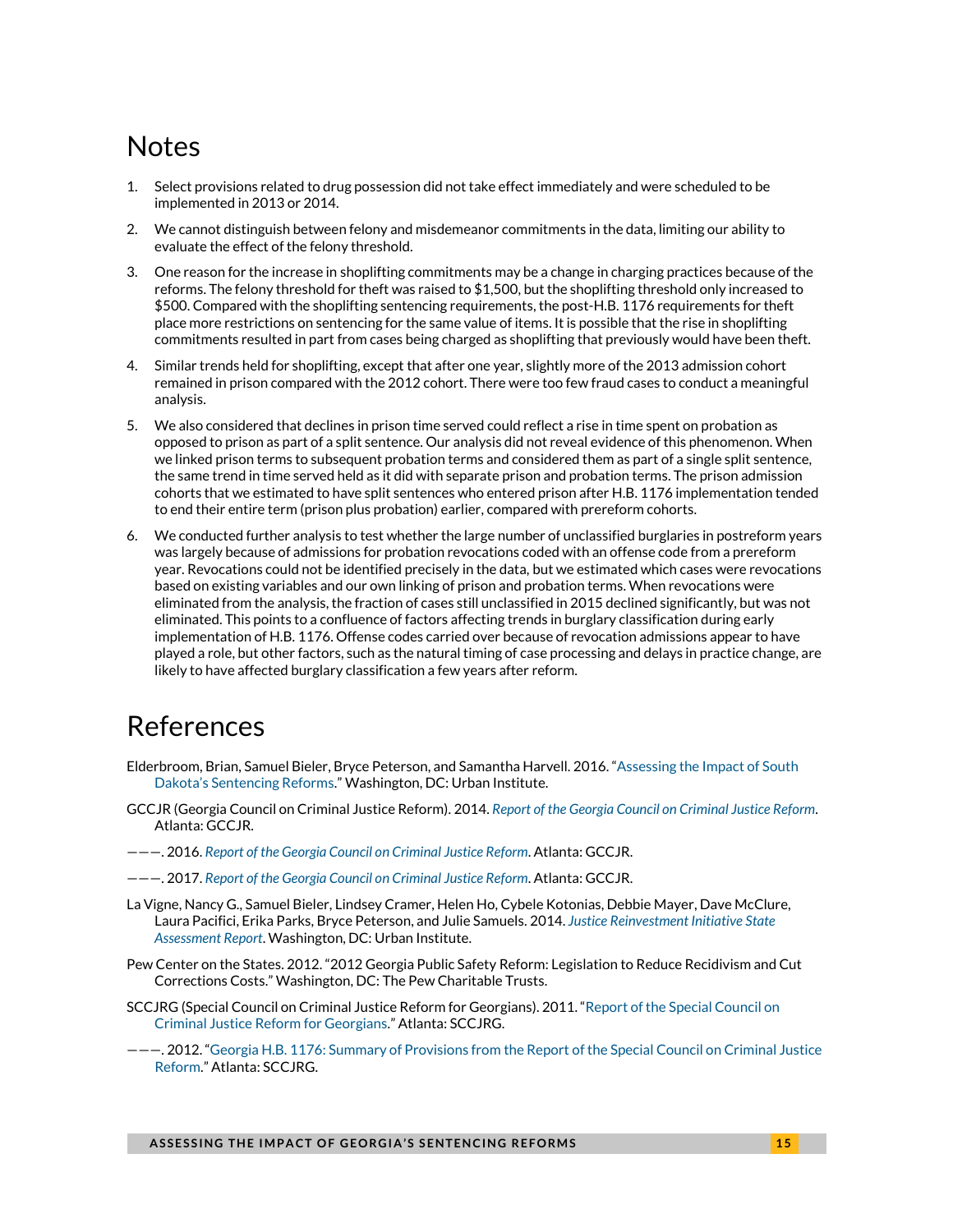# Notes

1. Select provisions related to drug possession did not take effect immediately and were scheduled to be implemented in 2013 or 2014.
2. We cannot distinguish between felony and misdemeanor commitments in the data, limiting our ability to evaluate the effect of the felony threshold.
3. One reason for the increase in shoplifting commitments may be a change in charging practices because of the reforms. The felony threshold for theft was raised to $1,500, but the shoplifting threshold only increased to $500. Compared with the shoplifting sentencing requirements, the post-H.B. 1176 requirements for theft place more restrictions on sentencing for the same value of items. It is possible that the rise in shoplifting commitments resulted in part from cases being charged as shoplifting that previously would have been theft.
4. Similar trends held for shoplifting, except that after one year, slightly more of the 2013 admission cohort remained in prison compared with the 2012 cohort. There were too few fraud cases to conduct a meaningful analysis.
5. We also considered that declines in prison time served could reflect a rise in time spent on probation as opposed to prison as part of a split sentence. Our analysis did not reveal evidence of this phenomenon. When we linked prison terms to subsequent probation terms and considered them as part of a single split sentence, the same trend in time served held as it did with separate prison and probation terms. The prison admission cohorts that we estimated to have split sentences who entered prison after H.B. 1176 implementation tended to end their entire term (prison plus probation) earlier, compared with prereform cohorts.
6. We conducted further analysis to test whether the large number of unclassified burglaries in postreform years was largely because of admissions for probation revocations coded with an offense code from a prereform year. Revocations could not be identified precisely in the data, but we estimated which cases were revocations based on existing variables and our own linking of prison and probation terms. When revocations were eliminated from the analysis, the fraction of cases still unclassified in 2015 declined significantly, but was not eliminated. This points to a confluence of factors affecting trends in burglary classification during early implementation of H.B. 1176. Offense codes carried over because of revocation admissions appear to have played a role, but other factors, such as the natural timing of case processing and delays in practice change, are likely to have affected burglary classification a few years after reform.

# References

Elderbroom, Brian, Samuel Bieler, Bryce Peterson, and Samantha Harvell. 2016. "Assessing the Impact of South Dakota's Sentencing Reforms." Washington, DC: Urban Institute.

GCCJR (Georgia Council on Criminal Justice Reform). 2014. *Report of the Georgia Council on Criminal Justice Reform*. Atlanta: GCCJR.

———. 2016. *Report of the Georgia Council on Criminal Justice Reform*. Atlanta: GCCJR.

———. 2017. *Report of the Georgia Council on Criminal Justice Reform*. Atlanta: GCCJR.

La Vigne, Nancy G., Samuel Bieler, Lindsey Cramer, Helen Ho, Cybele Kotonias, Debbie Mayer, Dave McClure, Laura Pacifici, Erika Parks, Bryce Peterson, and Julie Samuels. 2014. *Justice Reinvestment Initiative State Assessment Report*. Washington, DC: Urban Institute.

Pew Center on the States. 2012. "2012 Georgia Public Safety Reform: Legislation to Reduce Recidivism and Cut Corrections Costs." Washington, DC: The Pew Charitable Trusts.

SCCJRG (Special Council on Criminal Justice Reform for Georgians). 2011. "Report of the Special Council on Criminal Justice Reform for Georgians." Atlanta: SCCJRG.

———. 2012. "Georgia H.B. 1176: Summary of Provisions from the Report of the Special Council on Criminal Justice Reform." Atlanta: SCCJRG.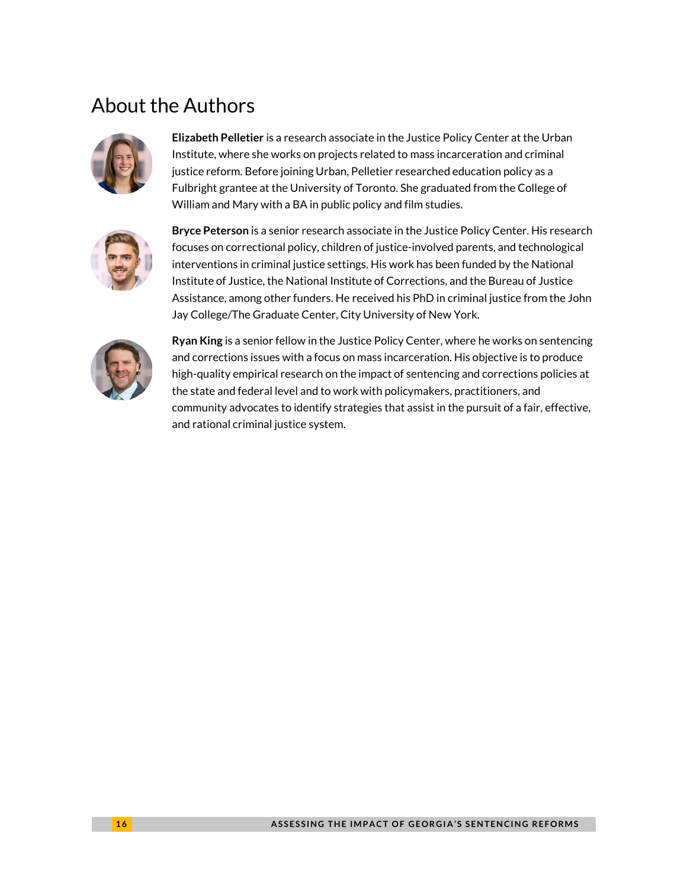# About the Authors

**Elizabeth Pelletier** is a research associate in the Justice Policy Center at the Urban Institute, where she works on projects related to mass incarceration and criminal justice reform. Before joining Urban, Pelletier researched education policy as a Fulbright grantee at the University of Toronto. She graduated from the College of William and Mary with a BA in public policy and film studies.

**Bryce Peterson** is a senior research associate in the Justice Policy Center. His research focuses on correctional policy, children of justice-involved parents, and technological interventions in criminal justice settings. His work has been funded by the National Institute of Justice, the National Institute of Corrections, and the Bureau of Justice Assistance, among other funders. He received his PhD in criminal justice from the John Jay College/The Graduate Center, City University of New York.

**Ryan King** is a senior fellow in the Justice Policy Center, where he works on sentencing and corrections issues with a focus on mass incarceration. His objective is to produce high-quality empirical research on the impact of sentencing and corrections policies at the state and federal level and to work with policymakers, practitioners, and community advocates to identify strategies that assist in the pursuit of a fair, effective, and rational criminal justice system.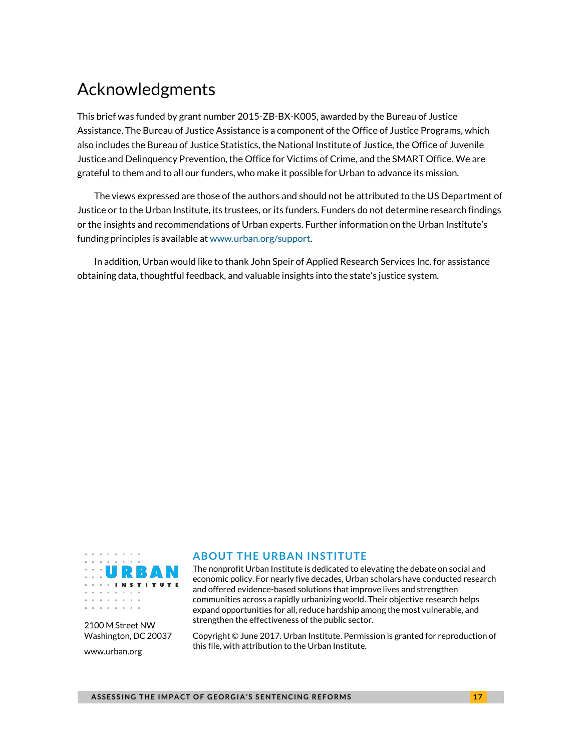# Acknowledgments

This brief was funded by grant number 2015-ZB-BX-K005, awarded by the Bureau of Justice Assistance. The Bureau of Justice Assistance is a component of the Office of Justice Programs, which also includes the Bureau of Justice Statistics, the National Institute of Justice, the Office of Juvenile Justice and Delinquency Prevention, the Office for Victims of Crime, and the SMART Office. We are grateful to them and to all our funders, who make it possible for Urban to advance its mission.

The views expressed are those of the authors and should not be attributed to the US Department of Justice or to the Urban Institute, its trustees, or its funders. Funders do not determine research findings or the insights and recommendations of Urban experts. Further information on the Urban Institute's funding principles is available at www.urban.org/support.

In addition, Urban would like to thank John Speir of Applied Research Services Inc. for assistance obtaining data, thoughtful feedback, and valuable insights into the state's justice system.

URBAN INSTITUTE

2100 M Street NW
Washington, DC 20037

www.urban.org

## ABOUT THE URBAN INSTITUTE

The nonprofit Urban Institute is dedicated to elevating the debate on social and economic policy. For nearly five decades, Urban scholars have conducted research and offered evidence-based solutions that improve lives and strengthen communities across a rapidly urbanizing world. Their objective research helps expand opportunities for all, reduce hardship among the most vulnerable, and strengthen the effectiveness of the public sector.

Copyright © June 2017. Urban Institute. Permission is granted for reproduction of this file, with attribution to the Urban Institute.